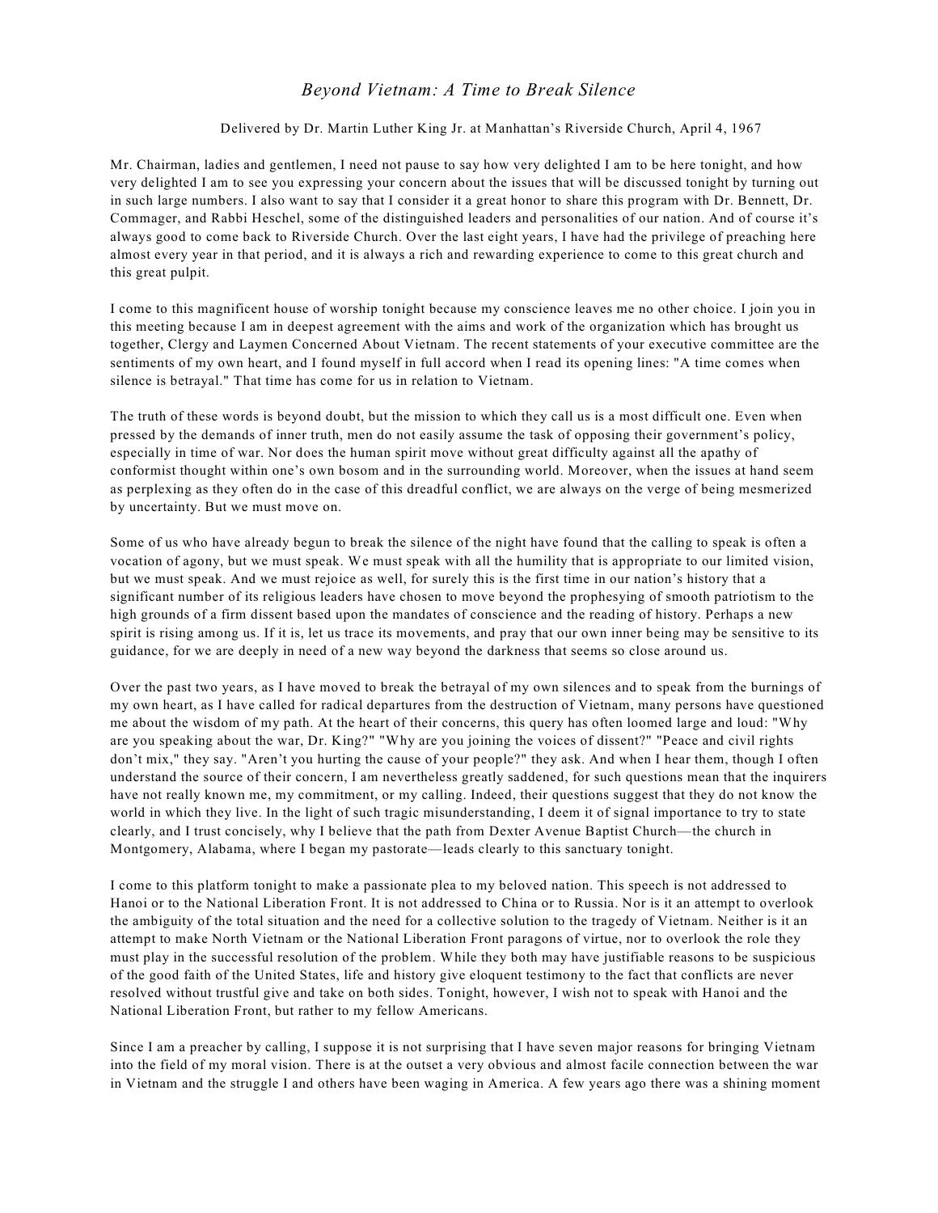# *Beyond Vietnam: A Time to Break Silence*

Delivered by Dr. Martin Luther King Jr. at Manhattan's Riverside Church, April 4, 1967

Mr. Chairman, ladies and gentlemen, I need not pause to say how very delighted I am to be here tonight, and how very delighted I am to see you expressing your concern about the issues that will be discussed tonight by turning out in such large numbers. I also want to say that I consider it a great honor to share this program with Dr. Bennett, Dr. Commager, and Rabbi Heschel, some of the distinguished leaders and personalities of our nation. And of course it's always good to come back to Riverside Church. Over the last eight years, I have had the privilege of preaching here almost every year in that period, and it is always a rich and rewarding experience to come to this great church and this great pulpit.

I come to this magnificent house of worship tonight because my conscience leaves me no other choice. I join you in this meeting because I am in deepest agreement with the aims and work of the organization which has brought us together, Clergy and Laymen Concerned About Vietnam. The recent statements of your executive committee are the sentiments of my own heart, and I found myself in full accord when I read its opening lines: "A time comes when silence is betrayal." That time has come for us in relation to Vietnam.

The truth of these words is beyond doubt, but the mission to which they call us is a most difficult one. Even when pressed by the demands of inner truth, men do not easily assume the task of opposing their government's policy, especially in time of war. Nor does the human spirit move without great difficulty against all the apathy of conformist thought within one's own bosom and in the surrounding world. Moreover, when the issues at hand seem as perplexing as they often do in the case of this dreadful conflict, we are always on the verge of being mesmerized by uncertainty. But we must move on.

Some of us who have already begun to break the silence of the night have found that the calling to speak is often a vocation of agony, but we must speak. We must speak with all the humility that is appropriate to our limited vision, but we must speak. And we must rejoice as well, for surely this is the first time in our nation's history that a significant number of its religious leaders have chosen to move beyond the prophesying of smooth patriotism to the high grounds of a firm dissent based upon the mandates of conscience and the reading of history. Perhaps a new spirit is rising among us. If it is, let us trace its movements, and pray that our own inner being may be sensitive to its guidance, for we are deeply in need of a new way beyond the darkness that seems so close around us.

Over the past two years, as I have moved to break the betrayal of my own silences and to speak from the burnings of my own heart, as I have called for radical departures from the destruction of Vietnam, many persons have questioned me about the wisdom of my path. At the heart of their concerns, this query has often loomed large and loud: "Why are you speaking about the war, Dr. King?" "Why are you joining the voices of dissent?" "Peace and civil rights don't mix," they say. "Aren't you hurting the cause of your people?" they ask. And when I hear them, though I often understand the source of their concern, I am nevertheless greatly saddened, for such questions mean that the inquirers have not really known me, my commitment, or my calling. Indeed, their questions suggest that they do not know the world in which they live. In the light of such tragic misunderstanding, I deem it of signal importance to try to state clearly, and I trust concisely, why I believe that the path from Dexter Avenue Baptist Church—the church in Montgomery, Alabama, where I began my pastorate—leads clearly to this sanctuary tonight.

I come to this platform tonight to make a passionate plea to my beloved nation. This speech is not addressed to Hanoi or to the National Liberation Front. It is not addressed to China or to Russia. Nor is it an attempt to overlook the ambiguity of the total situation and the need for a collective solution to the tragedy of Vietnam. Neither is it an attempt to make North Vietnam or the National Liberation Front paragons of virtue, nor to overlook the role they must play in the successful resolution of the problem. While they both may have justifiable reasons to be suspicious of the good faith of the United States, life and history give eloquent testimony to the fact that conflicts are never resolved without trustful give and take on both sides. Tonight, however, I wish not to speak with Hanoi and the National Liberation Front, but rather to my fellow Americans.

Since I am a preacher by calling, I suppose it is not surprising that I have seven major reasons for bringing Vietnam into the field of my moral vision. There is at the outset a very obvious and almost facile connection between the war in Vietnam and the struggle I and others have been waging in America. A few years ago there was a shining moment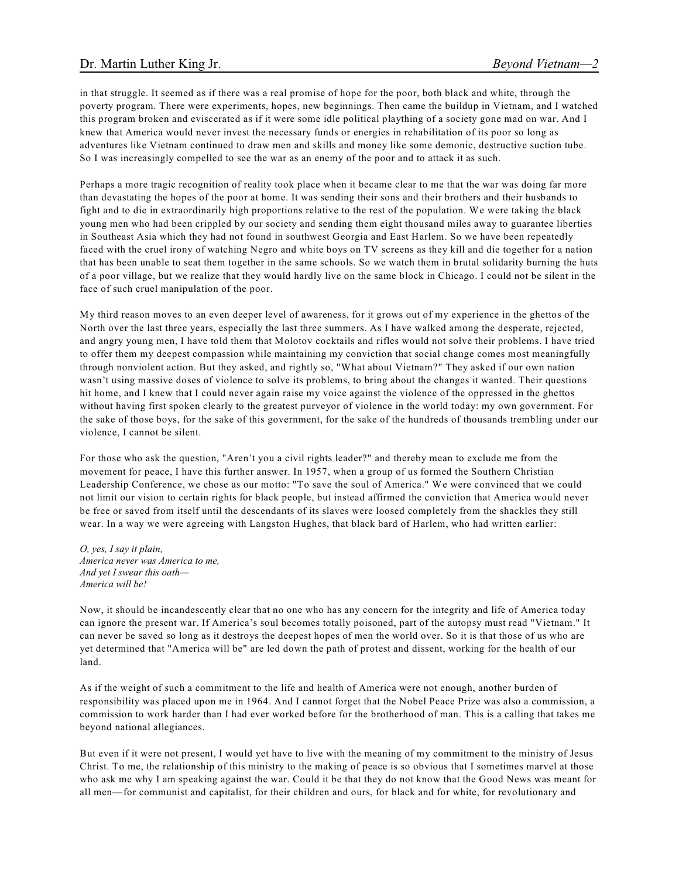in that struggle. It seemed as if there was a real promise of hope for the poor, both black and white, through the poverty program. There were experiments, hopes, new beginnings. Then came the buildup in Vietnam, and I watched this program broken and eviscerated as if it were some idle political plaything of a society gone mad on war. And I knew that America would never invest the necessary funds or energies in rehabilitation of its poor so long as adventures like Vietnam continued to draw men and skills and money like some demonic, destructive suction tube. So I was increasingly compelled to see the war as an enemy of the poor and to attack it as such.

Perhaps a more tragic recognition of reality took place when it became clear to me that the war was doing far more than devastating the hopes of the poor at home. It was sending their sons and their brothers and their husbands to fight and to die in extraordinarily high proportions relative to the rest of the population. We were taking the black young men who had been crippled by our society and sending them eight thousand miles away to guarantee liberties in Southeast Asia which they had not found in southwest Georgia and East Harlem. So we have been repeatedly faced with the cruel irony of watching Negro and white boys on TV screens as they kill and die together for a nation that has been unable to seat them together in the same schools. So we watch them in brutal solidarity burning the huts of a poor village, but we realize that they would hardly live on the same block in Chicago. I could not be silent in the face of such cruel manipulation of the poor.

My third reason moves to an even deeper level of awareness, for it grows out of my experience in the ghettos of the North over the last three years, especially the last three summers. As I have walked among the desperate, rejected, and angry young men, I have told them that Molotov cocktails and rifles would not solve their problems. I have tried to offer them my deepest compassion while maintaining my conviction that social change comes most meaningfully through nonviolent action. But they asked, and rightly so, "What about Vietnam?" They asked if our own nation wasn't using massive doses of violence to solve its problems, to bring about the changes it wanted. Their questions hit home, and I knew that I could never again raise my voice against the violence of the oppressed in the ghettos without having first spoken clearly to the greatest purveyor of violence in the world today: my own government. For the sake of those boys, for the sake of this government, for the sake of the hundreds of thousands trembling under our violence, I cannot be silent.

For those who ask the question, "Aren't you a civil rights leader?" and thereby mean to exclude me from the movement for peace, I have this further answer. In 1957, when a group of us formed the Southern Christian Leadership Conference, we chose as our motto: "To save the soul of America." We were convinced that we could not limit our vision to certain rights for black people, but instead affirmed the conviction that America would never be free or saved from itself until the descendants of its slaves were loosed completely from the shackles they still wear. In a way we were agreeing with Langston Hughes, that black bard of Harlem, who had written earlier:

*O, yes, I say it plain,*
*America never was America to me,*
*And yet I swear this oath—*
*America will be!*

Now, it should be incandescently clear that no one who has any concern for the integrity and life of America today can ignore the present war. If America's soul becomes totally poisoned, part of the autopsy must read "Vietnam." It can never be saved so long as it destroys the deepest hopes of men the world over. So it is that those of us who are yet determined that "America will be" are led down the path of protest and dissent, working for the health of our land.

As if the weight of such a commitment to the life and health of America were not enough, another burden of responsibility was placed upon me in 1964. And I cannot forget that the Nobel Peace Prize was also a commission, a commission to work harder than I had ever worked before for the brotherhood of man. This is a calling that takes me beyond national allegiances.

But even if it were not present, I would yet have to live with the meaning of my commitment to the ministry of Jesus Christ. To me, the relationship of this ministry to the making of peace is so obvious that I sometimes marvel at those who ask me why I am speaking against the war. Could it be that they do not know that the Good News was meant for all men—for communist and capitalist, for their children and ours, for black and for white, for revolutionary and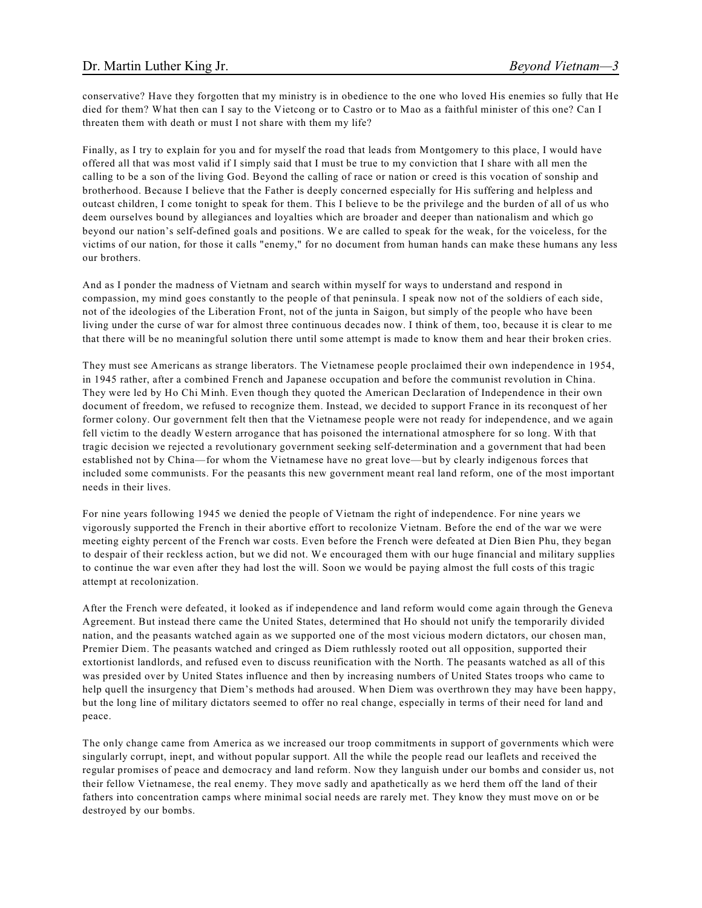conservative? Have they forgotten that my ministry is in obedience to the one who loved His enemies so fully that He died for them? What then can I say to the Vietcong or to Castro or to Mao as a faithful minister of this one? Can I threaten them with death or must I not share with them my life?

Finally, as I try to explain for you and for myself the road that leads from Montgomery to this place, I would have offered all that was most valid if I simply said that I must be true to my conviction that I share with all men the calling to be a son of the living God. Beyond the calling of race or nation or creed is this vocation of sonship and brotherhood. Because I believe that the Father is deeply concerned especially for His suffering and helpless and outcast children, I come tonight to speak for them. This I believe to be the privilege and the burden of all of us who deem ourselves bound by allegiances and loyalties which are broader and deeper than nationalism and which go beyond our nation's self-defined goals and positions. We are called to speak for the weak, for the voiceless, for the victims of our nation, for those it calls "enemy," for no document from human hands can make these humans any less our brothers.

And as I ponder the madness of Vietnam and search within myself for ways to understand and respond in compassion, my mind goes constantly to the people of that peninsula. I speak now not of the soldiers of each side, not of the ideologies of the Liberation Front, not of the junta in Saigon, but simply of the people who have been living under the curse of war for almost three continuous decades now. I think of them, too, because it is clear to me that there will be no meaningful solution there until some attempt is made to know them and hear their broken cries.

They must see Americans as strange liberators. The Vietnamese people proclaimed their own independence in 1954, in 1945 rather, after a combined French and Japanese occupation and before the communist revolution in China. They were led by Ho Chi Minh. Even though they quoted the American Declaration of Independence in their own document of freedom, we refused to recognize them. Instead, we decided to support France in its reconquest of her former colony. Our government felt then that the Vietnamese people were not ready for independence, and we again fell victim to the deadly Western arrogance that has poisoned the international atmosphere for so long. With that tragic decision we rejected a revolutionary government seeking self-determination and a government that had been established not by China—for whom the Vietnamese have no great love—but by clearly indigenous forces that included some communists. For the peasants this new government meant real land reform, one of the most important needs in their lives.

For nine years following 1945 we denied the people of Vietnam the right of independence. For nine years we vigorously supported the French in their abortive effort to recolonize Vietnam. Before the end of the war we were meeting eighty percent of the French war costs. Even before the French were defeated at Dien Bien Phu, they began to despair of their reckless action, but we did not. We encouraged them with our huge financial and military supplies to continue the war even after they had lost the will. Soon we would be paying almost the full costs of this tragic attempt at recolonization.

After the French were defeated, it looked as if independence and land reform would come again through the Geneva Agreement. But instead there came the United States, determined that Ho should not unify the temporarily divided nation, and the peasants watched again as we supported one of the most vicious modern dictators, our chosen man, Premier Diem. The peasants watched and cringed as Diem ruthlessly rooted out all opposition, supported their extortionist landlords, and refused even to discuss reunification with the North. The peasants watched as all of this was presided over by United States influence and then by increasing numbers of United States troops who came to help quell the insurgency that Diem's methods had aroused. When Diem was overthrown they may have been happy, but the long line of military dictators seemed to offer no real change, especially in terms of their need for land and peace.

The only change came from America as we increased our troop commitments in support of governments which were singularly corrupt, inept, and without popular support. All the while the people read our leaflets and received the regular promises of peace and democracy and land reform. Now they languish under our bombs and consider us, not their fellow Vietnamese, the real enemy. They move sadly and apathetically as we herd them off the land of their fathers into concentration camps where minimal social needs are rarely met. They know they must move on or be destroyed by our bombs.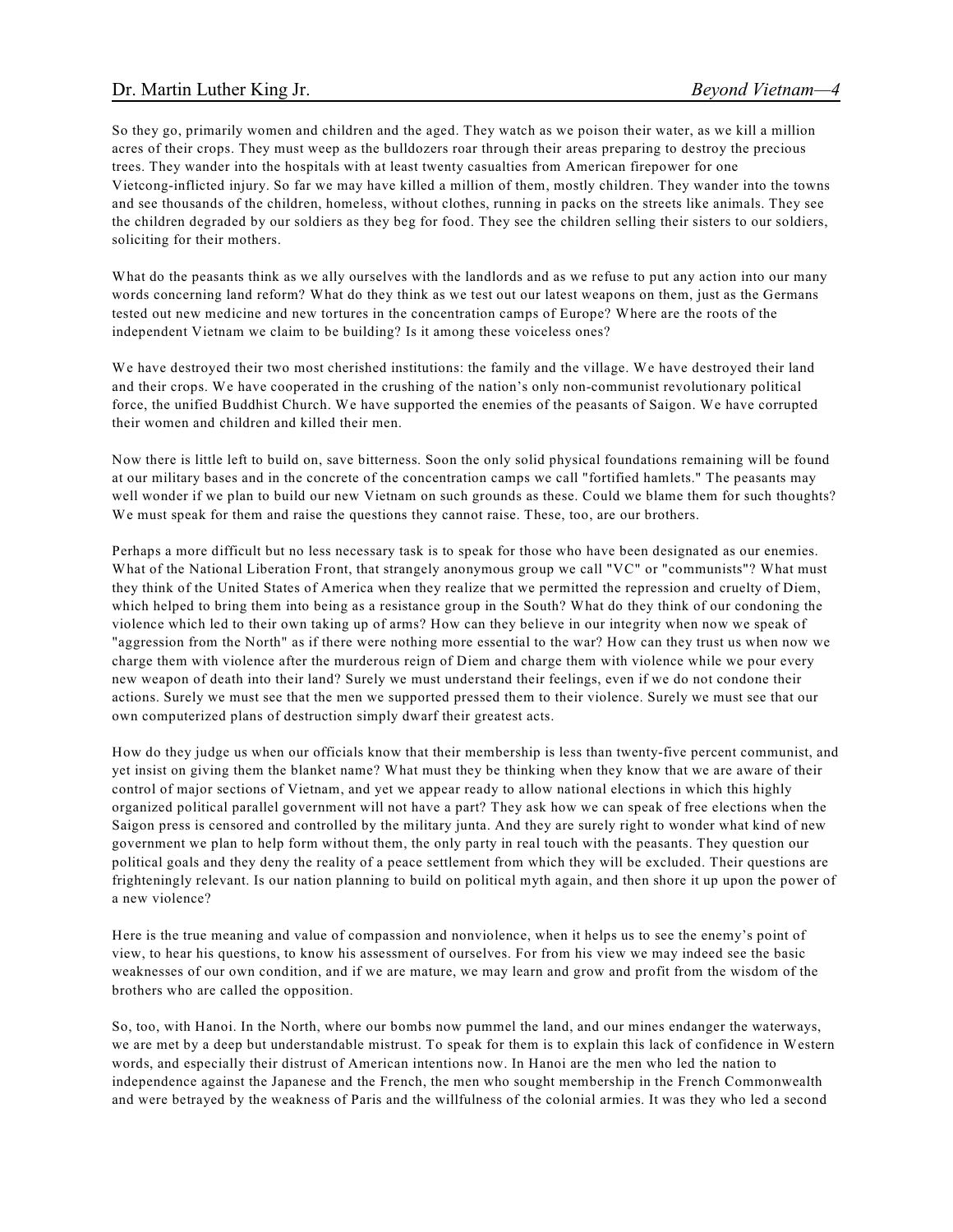So they go, primarily women and children and the aged. They watch as we poison their water, as we kill a million acres of their crops. They must weep as the bulldozers roar through their areas preparing to destroy the precious trees. They wander into the hospitals with at least twenty casualties from American firepower for one Vietcong-inflicted injury. So far we may have killed a million of them, mostly children. They wander into the towns and see thousands of the children, homeless, without clothes, running in packs on the streets like animals. They see the children degraded by our soldiers as they beg for food. They see the children selling their sisters to our soldiers, soliciting for their mothers.

What do the peasants think as we ally ourselves with the landlords and as we refuse to put any action into our many words concerning land reform? What do they think as we test out our latest weapons on them, just as the Germans tested out new medicine and new tortures in the concentration camps of Europe? Where are the roots of the independent Vietnam we claim to be building? Is it among these voiceless ones?

We have destroyed their two most cherished institutions: the family and the village. We have destroyed their land and their crops. We have cooperated in the crushing of the nation's only non-communist revolutionary political force, the unified Buddhist Church. We have supported the enemies of the peasants of Saigon. We have corrupted their women and children and killed their men.

Now there is little left to build on, save bitterness. Soon the only solid physical foundations remaining will be found at our military bases and in the concrete of the concentration camps we call "fortified hamlets." The peasants may well wonder if we plan to build our new Vietnam on such grounds as these. Could we blame them for such thoughts? We must speak for them and raise the questions they cannot raise. These, too, are our brothers.

Perhaps a more difficult but no less necessary task is to speak for those who have been designated as our enemies. What of the National Liberation Front, that strangely anonymous group we call "VC" or "communists"? What must they think of the United States of America when they realize that we permitted the repression and cruelty of Diem, which helped to bring them into being as a resistance group in the South? What do they think of our condoning the violence which led to their own taking up of arms? How can they believe in our integrity when now we speak of "aggression from the North" as if there were nothing more essential to the war? How can they trust us when now we charge them with violence after the murderous reign of Diem and charge them with violence while we pour every new weapon of death into their land? Surely we must understand their feelings, even if we do not condone their actions. Surely we must see that the men we supported pressed them to their violence. Surely we must see that our own computerized plans of destruction simply dwarf their greatest acts.

How do they judge us when our officials know that their membership is less than twenty-five percent communist, and yet insist on giving them the blanket name? What must they be thinking when they know that we are aware of their control of major sections of Vietnam, and yet we appear ready to allow national elections in which this highly organized political parallel government will not have a part? They ask how we can speak of free elections when the Saigon press is censored and controlled by the military junta. And they are surely right to wonder what kind of new government we plan to help form without them, the only party in real touch with the peasants. They question our political goals and they deny the reality of a peace settlement from which they will be excluded. Their questions are frighteningly relevant. Is our nation planning to build on political myth again, and then shore it up upon the power of a new violence?

Here is the true meaning and value of compassion and nonviolence, when it helps us to see the enemy's point of view, to hear his questions, to know his assessment of ourselves. For from his view we may indeed see the basic weaknesses of our own condition, and if we are mature, we may learn and grow and profit from the wisdom of the brothers who are called the opposition.

So, too, with Hanoi. In the North, where our bombs now pummel the land, and our mines endanger the waterways, we are met by a deep but understandable mistrust. To speak for them is to explain this lack of confidence in Western words, and especially their distrust of American intentions now. In Hanoi are the men who led the nation to independence against the Japanese and the French, the men who sought membership in the French Commonwealth and were betrayed by the weakness of Paris and the willfulness of the colonial armies. It was they who led a second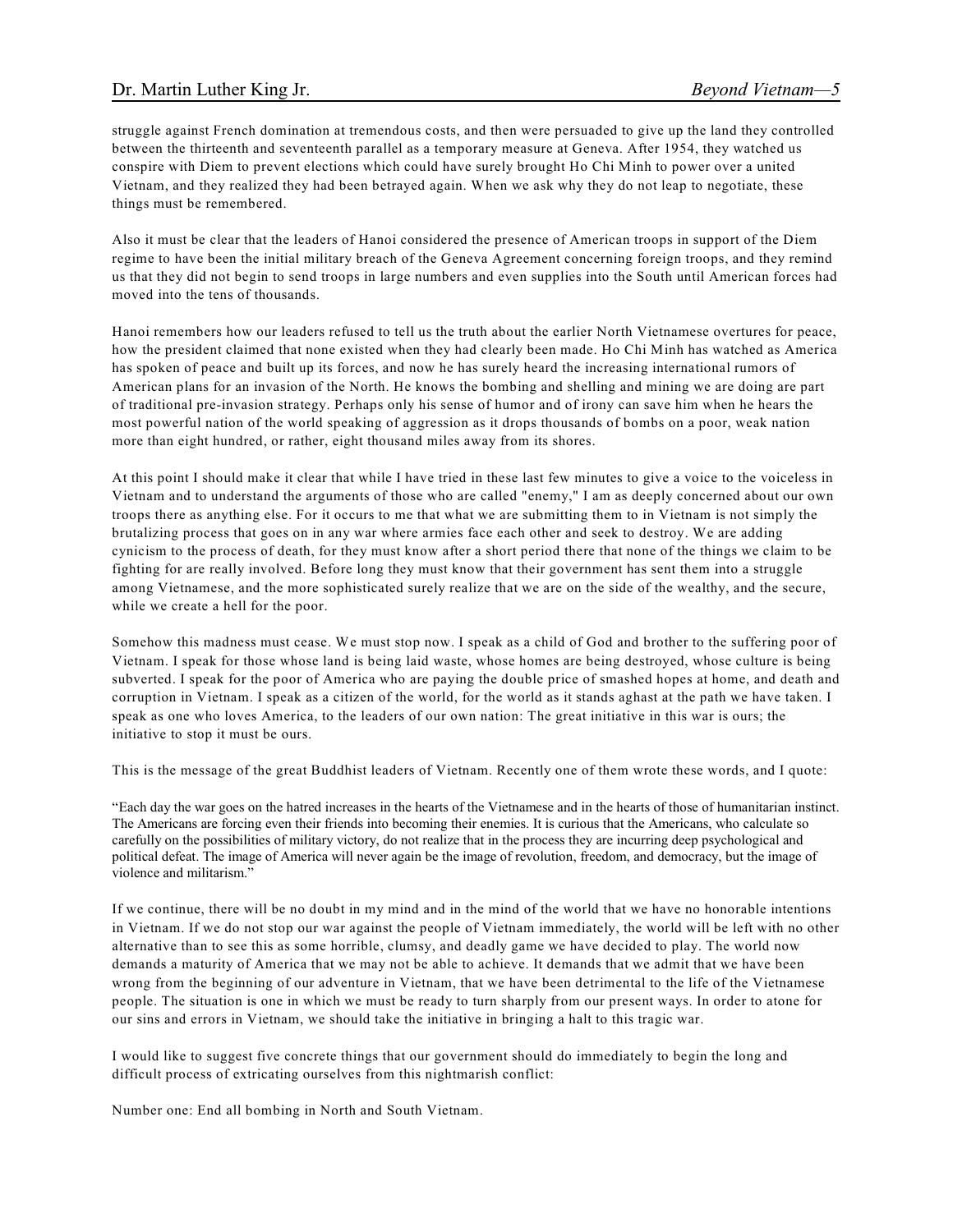struggle against French domination at tremendous costs, and then were persuaded to give up the land they controlled between the thirteenth and seventeenth parallel as a temporary measure at Geneva. After 1954, they watched us conspire with Diem to prevent elections which could have surely brought Ho Chi Minh to power over a united Vietnam, and they realized they had been betrayed again. When we ask why they do not leap to negotiate, these things must be remembered.

Also it must be clear that the leaders of Hanoi considered the presence of American troops in support of the Diem regime to have been the initial military breach of the Geneva Agreement concerning foreign troops, and they remind us that they did not begin to send troops in large numbers and even supplies into the South until American forces had moved into the tens of thousands.

Hanoi remembers how our leaders refused to tell us the truth about the earlier North Vietnamese overtures for peace, how the president claimed that none existed when they had clearly been made. Ho Chi Minh has watched as America has spoken of peace and built up its forces, and now he has surely heard the increasing international rumors of American plans for an invasion of the North. He knows the bombing and shelling and mining we are doing are part of traditional pre-invasion strategy. Perhaps only his sense of humor and of irony can save him when he hears the most powerful nation of the world speaking of aggression as it drops thousands of bombs on a poor, weak nation more than eight hundred, or rather, eight thousand miles away from its shores.

At this point I should make it clear that while I have tried in these last few minutes to give a voice to the voiceless in Vietnam and to understand the arguments of those who are called "enemy," I am as deeply concerned about our own troops there as anything else. For it occurs to me that what we are submitting them to in Vietnam is not simply the brutalizing process that goes on in any war where armies face each other and seek to destroy. We are adding cynicism to the process of death, for they must know after a short period there that none of the things we claim to be fighting for are really involved. Before long they must know that their government has sent them into a struggle among Vietnamese, and the more sophisticated surely realize that we are on the side of the wealthy, and the secure, while we create a hell for the poor.

Somehow this madness must cease. We must stop now. I speak as a child of God and brother to the suffering poor of Vietnam. I speak for those whose land is being laid waste, whose homes are being destroyed, whose culture is being subverted. I speak for the poor of America who are paying the double price of smashed hopes at home, and death and corruption in Vietnam. I speak as a citizen of the world, for the world as it stands aghast at the path we have taken. I speak as one who loves America, to the leaders of our own nation: The great initiative in this war is ours; the initiative to stop it must be ours.

This is the message of the great Buddhist leaders of Vietnam. Recently one of them wrote these words, and I quote:

"Each day the war goes on the hatred increases in the hearts of the Vietnamese and in the hearts of those of humanitarian instinct. The Americans are forcing even their friends into becoming their enemies. It is curious that the Americans, who calculate so carefully on the possibilities of military victory, do not realize that in the process they are incurring deep psychological and political defeat. The image of America will never again be the image of revolution, freedom, and democracy, but the image of violence and militarism."

If we continue, there will be no doubt in my mind and in the mind of the world that we have no honorable intentions in Vietnam. If we do not stop our war against the people of Vietnam immediately, the world will be left with no other alternative than to see this as some horrible, clumsy, and deadly game we have decided to play. The world now demands a maturity of America that we may not be able to achieve. It demands that we admit that we have been wrong from the beginning of our adventure in Vietnam, that we have been detrimental to the life of the Vietnamese people. The situation is one in which we must be ready to turn sharply from our present ways. In order to atone for our sins and errors in Vietnam, we should take the initiative in bringing a halt to this tragic war.

I would like to suggest five concrete things that our government should do immediately to begin the long and difficult process of extricating ourselves from this nightmarish conflict:

Number one: End all bombing in North and South Vietnam.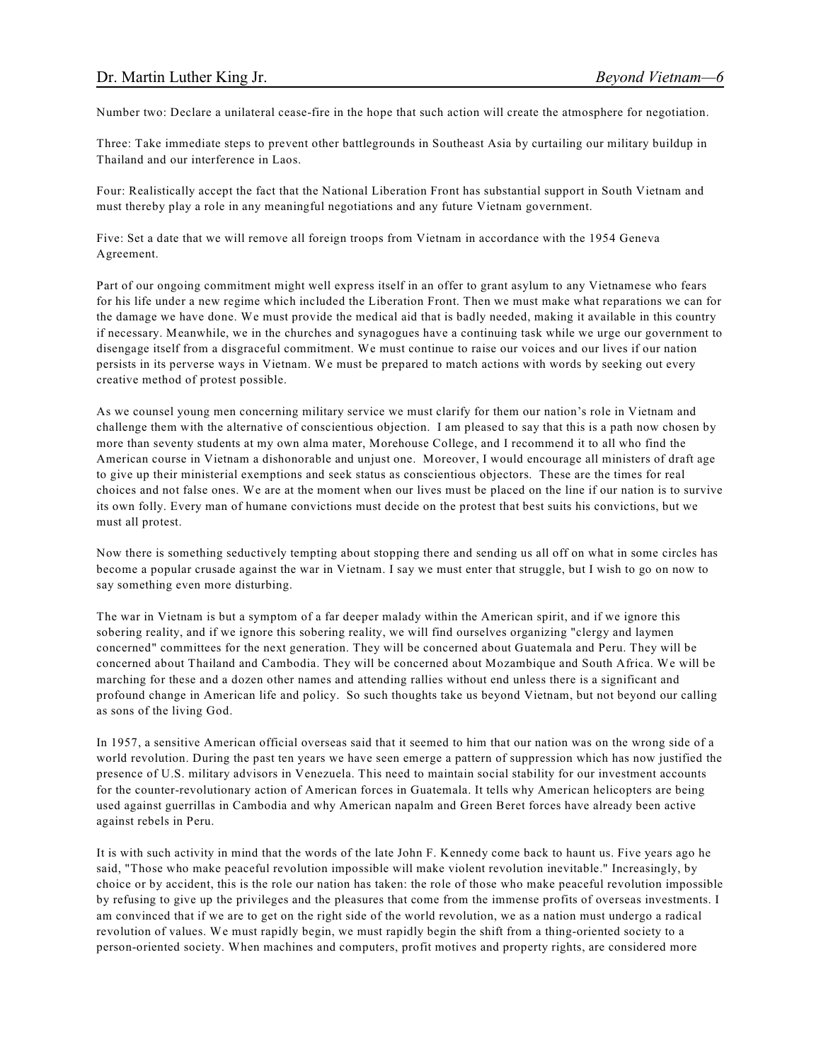Number two: Declare a unilateral cease-fire in the hope that such action will create the atmosphere for negotiation.

Three: Take immediate steps to prevent other battlegrounds in Southeast Asia by curtailing our military buildup in Thailand and our interference in Laos.

Four: Realistically accept the fact that the National Liberation Front has substantial support in South Vietnam and must thereby play a role in any meaningful negotiations and any future Vietnam government.

Five: Set a date that we will remove all foreign troops from Vietnam in accordance with the 1954 Geneva Agreement.

Part of our ongoing commitment might well express itself in an offer to grant asylum to any Vietnamese who fears for his life under a new regime which included the Liberation Front. Then we must make what reparations we can for the damage we have done. We must provide the medical aid that is badly needed, making it available in this country if necessary. Meanwhile, we in the churches and synagogues have a continuing task while we urge our government to disengage itself from a disgraceful commitment. We must continue to raise our voices and our lives if our nation persists in its perverse ways in Vietnam. We must be prepared to match actions with words by seeking out every creative method of protest possible.

As we counsel young men concerning military service we must clarify for them our nation's role in Vietnam and challenge them with the alternative of conscientious objection. I am pleased to say that this is a path now chosen by more than seventy students at my own alma mater, Morehouse College, and I recommend it to all who find the American course in Vietnam a dishonorable and unjust one. Moreover, I would encourage all ministers of draft age to give up their ministerial exemptions and seek status as conscientious objectors. These are the times for real choices and not false ones. We are at the moment when our lives must be placed on the line if our nation is to survive its own folly. Every man of humane convictions must decide on the protest that best suits his convictions, but we must all protest.

Now there is something seductively tempting about stopping there and sending us all off on what in some circles has become a popular crusade against the war in Vietnam. I say we must enter that struggle, but I wish to go on now to say something even more disturbing.

The war in Vietnam is but a symptom of a far deeper malady within the American spirit, and if we ignore this sobering reality, and if we ignore this sobering reality, we will find ourselves organizing "clergy and laymen concerned" committees for the next generation. They will be concerned about Guatemala and Peru. They will be concerned about Thailand and Cambodia. They will be concerned about Mozambique and South Africa. We will be marching for these and a dozen other names and attending rallies without end unless there is a significant and profound change in American life and policy. So such thoughts take us beyond Vietnam, but not beyond our calling as sons of the living God.

In 1957, a sensitive American official overseas said that it seemed to him that our nation was on the wrong side of a world revolution. During the past ten years we have seen emerge a pattern of suppression which has now justified the presence of U.S. military advisors in Venezuela. This need to maintain social stability for our investment accounts for the counter-revolutionary action of American forces in Guatemala. It tells why American helicopters are being used against guerrillas in Cambodia and why American napalm and Green Beret forces have already been active against rebels in Peru.

It is with such activity in mind that the words of the late John F. Kennedy come back to haunt us. Five years ago he said, "Those who make peaceful revolution impossible will make violent revolution inevitable." Increasingly, by choice or by accident, this is the role our nation has taken: the role of those who make peaceful revolution impossible by refusing to give up the privileges and the pleasures that come from the immense profits of overseas investments. I am convinced that if we are to get on the right side of the world revolution, we as a nation must undergo a radical revolution of values. We must rapidly begin, we must rapidly begin the shift from a thing-oriented society to a person-oriented society. When machines and computers, profit motives and property rights, are considered more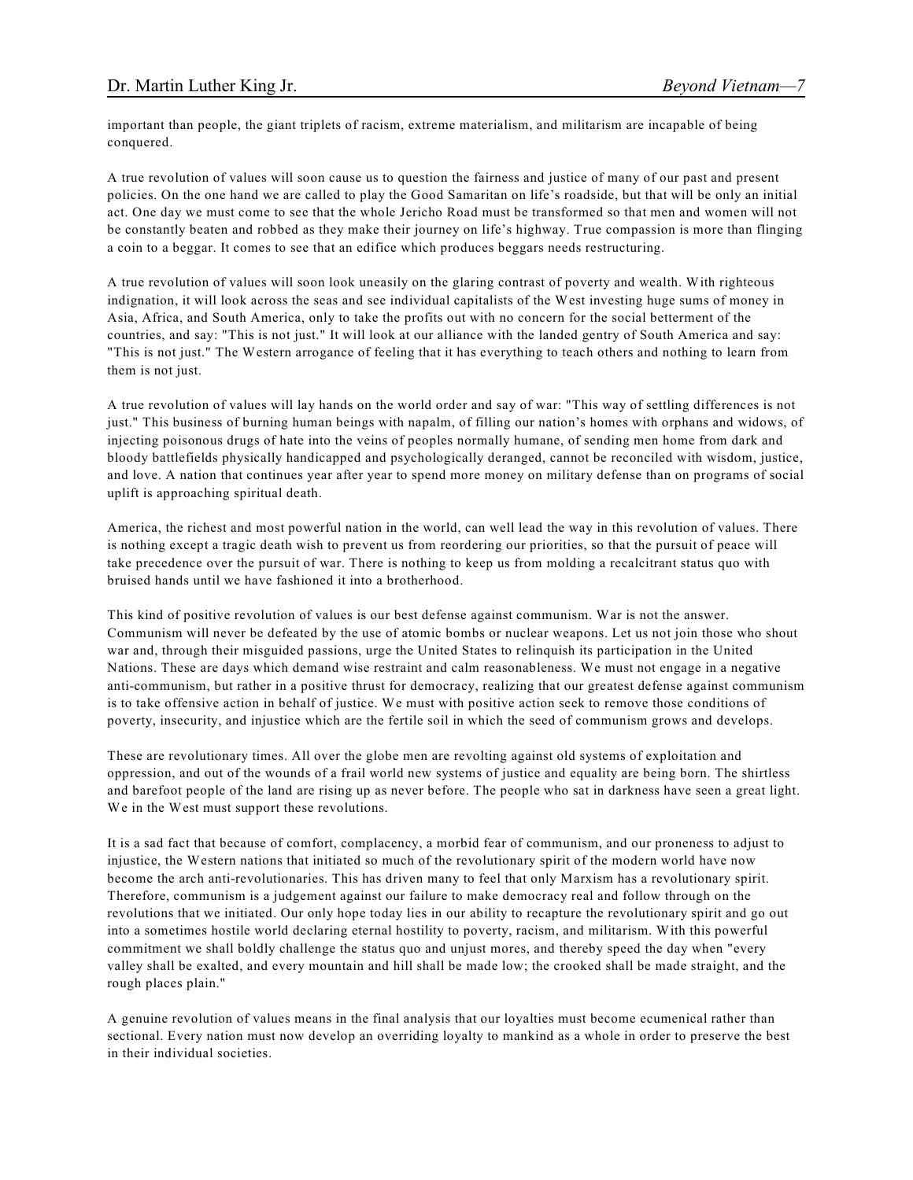important than people, the giant triplets of racism, extreme materialism, and militarism are incapable of being conquered.

A true revolution of values will soon cause us to question the fairness and justice of many of our past and present policies. On the one hand we are called to play the Good Samaritan on life's roadside, but that will be only an initial act. One day we must come to see that the whole Jericho Road must be transformed so that men and women will not be constantly beaten and robbed as they make their journey on life's highway. True compassion is more than flinging a coin to a beggar. It comes to see that an edifice which produces beggars needs restructuring.

A true revolution of values will soon look uneasily on the glaring contrast of poverty and wealth. With righteous indignation, it will look across the seas and see individual capitalists of the West investing huge sums of money in Asia, Africa, and South America, only to take the profits out with no concern for the social betterment of the countries, and say: "This is not just." It will look at our alliance with the landed gentry of South America and say: "This is not just." The Western arrogance of feeling that it has everything to teach others and nothing to learn from them is not just.

A true revolution of values will lay hands on the world order and say of war: "This way of settling differences is not just." This business of burning human beings with napalm, of filling our nation's homes with orphans and widows, of injecting poisonous drugs of hate into the veins of peoples normally humane, of sending men home from dark and bloody battlefields physically handicapped and psychologically deranged, cannot be reconciled with wisdom, justice, and love. A nation that continues year after year to spend more money on military defense than on programs of social uplift is approaching spiritual death.

America, the richest and most powerful nation in the world, can well lead the way in this revolution of values. There is nothing except a tragic death wish to prevent us from reordering our priorities, so that the pursuit of peace will take precedence over the pursuit of war. There is nothing to keep us from molding a recalcitrant status quo with bruised hands until we have fashioned it into a brotherhood.

This kind of positive revolution of values is our best defense against communism. War is not the answer. Communism will never be defeated by the use of atomic bombs or nuclear weapons. Let us not join those who shout war and, through their misguided passions, urge the United States to relinquish its participation in the United Nations. These are days which demand wise restraint and calm reasonableness. We must not engage in a negative anti-communism, but rather in a positive thrust for democracy, realizing that our greatest defense against communism is to take offensive action in behalf of justice. We must with positive action seek to remove those conditions of poverty, insecurity, and injustice which are the fertile soil in which the seed of communism grows and develops.

These are revolutionary times. All over the globe men are revolting against old systems of exploitation and oppression, and out of the wounds of a frail world new systems of justice and equality are being born. The shirtless and barefoot people of the land are rising up as never before. The people who sat in darkness have seen a great light. We in the West must support these revolutions.

It is a sad fact that because of comfort, complacency, a morbid fear of communism, and our proneness to adjust to injustice, the Western nations that initiated so much of the revolutionary spirit of the modern world have now become the arch anti-revolutionaries. This has driven many to feel that only Marxism has a revolutionary spirit. Therefore, communism is a judgement against our failure to make democracy real and follow through on the revolutions that we initiated. Our only hope today lies in our ability to recapture the revolutionary spirit and go out into a sometimes hostile world declaring eternal hostility to poverty, racism, and militarism. With this powerful commitment we shall boldly challenge the status quo and unjust mores, and thereby speed the day when "every valley shall be exalted, and every mountain and hill shall be made low; the crooked shall be made straight, and the rough places plain."

A genuine revolution of values means in the final analysis that our loyalties must become ecumenical rather than sectional. Every nation must now develop an overriding loyalty to mankind as a whole in order to preserve the best in their individual societies.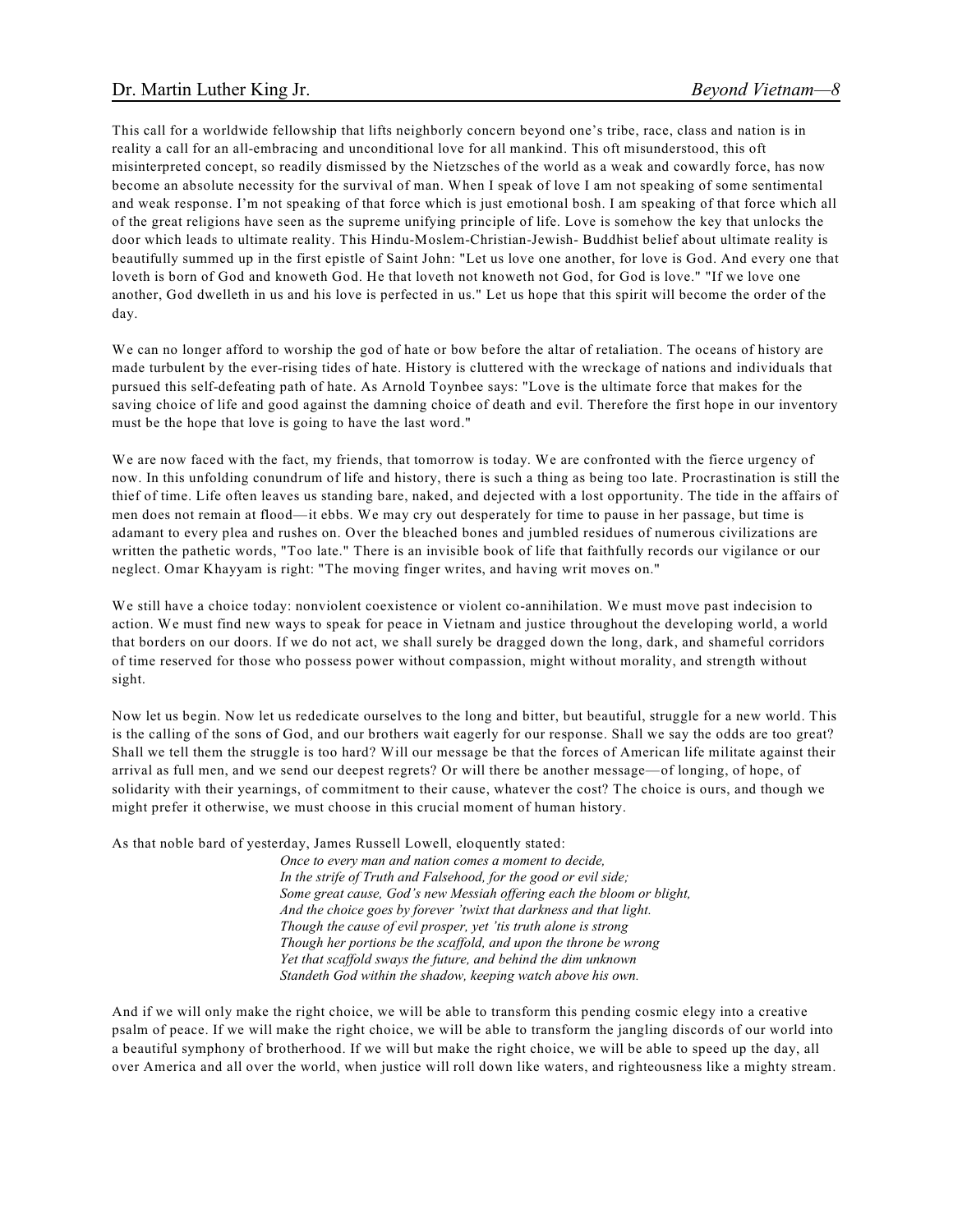This call for a worldwide fellowship that lifts neighborly concern beyond one's tribe, race, class and nation is in reality a call for an all-embracing and unconditional love for all mankind. This oft misunderstood, this oft misinterpreted concept, so readily dismissed by the Nietzsches of the world as a weak and cowardly force, has now become an absolute necessity for the survival of man. When I speak of love I am not speaking of some sentimental and weak response. I'm not speaking of that force which is just emotional bosh. I am speaking of that force which all of the great religions have seen as the supreme unifying principle of life. Love is somehow the key that unlocks the door which leads to ultimate reality. This Hindu-Moslem-Christian-Jewish- Buddhist belief about ultimate reality is beautifully summed up in the first epistle of Saint John: "Let us love one another, for love is God. And every one that loveth is born of God and knoweth God. He that loveth not knoweth not God, for God is love." "If we love one another, God dwelleth in us and his love is perfected in us." Let us hope that this spirit will become the order of the day.

We can no longer afford to worship the god of hate or bow before the altar of retaliation. The oceans of history are made turbulent by the ever-rising tides of hate. History is cluttered with the wreckage of nations and individuals that pursued this self-defeating path of hate. As Arnold Toynbee says: "Love is the ultimate force that makes for the saving choice of life and good against the damning choice of death and evil. Therefore the first hope in our inventory must be the hope that love is going to have the last word."

We are now faced with the fact, my friends, that tomorrow is today. We are confronted with the fierce urgency of now. In this unfolding conundrum of life and history, there is such a thing as being too late. Procrastination is still the thief of time. Life often leaves us standing bare, naked, and dejected with a lost opportunity. The tide in the affairs of men does not remain at flood—it ebbs. We may cry out desperately for time to pause in her passage, but time is adamant to every plea and rushes on. Over the bleached bones and jumbled residues of numerous civilizations are written the pathetic words, "Too late." There is an invisible book of life that faithfully records our vigilance or our neglect. Omar Khayyam is right: "The moving finger writes, and having writ moves on."

We still have a choice today: nonviolent coexistence or violent co-annihilation. We must move past indecision to action. We must find new ways to speak for peace in Vietnam and justice throughout the developing world, a world that borders on our doors. If we do not act, we shall surely be dragged down the long, dark, and shameful corridors of time reserved for those who possess power without compassion, might without morality, and strength without sight.

Now let us begin. Now let us rededicate ourselves to the long and bitter, but beautiful, struggle for a new world. This is the calling of the sons of God, and our brothers wait eagerly for our response. Shall we say the odds are too great? Shall we tell them the struggle is too hard? Will our message be that the forces of American life militate against their arrival as full men, and we send our deepest regrets? Or will there be another message—of longing, of hope, of solidarity with their yearnings, of commitment to their cause, whatever the cost? The choice is ours, and though we might prefer it otherwise, we must choose in this crucial moment of human history.

As that noble bard of yesterday, James Russell Lowell, eloquently stated:

> *Once to every man and nation comes a moment to decide,*
> *In the strife of Truth and Falsehood, for the good or evil side;*
> *Some great cause, God's new Messiah offering each the bloom or blight,*
> *And the choice goes by forever 'twixt that darkness and that light.*
> *Though the cause of evil prosper, yet 'tis truth alone is strong*
> *Though her portions be the scaffold, and upon the throne be wrong*
> *Yet that scaffold sways the future, and behind the dim unknown*
> *Standeth God within the shadow, keeping watch above his own.*

And if we will only make the right choice, we will be able to transform this pending cosmic elegy into a creative psalm of peace. If we will make the right choice, we will be able to transform the jangling discords of our world into a beautiful symphony of brotherhood. If we will but make the right choice, we will be able to speed up the day, all over America and all over the world, when justice will roll down like waters, and righteousness like a mighty stream.